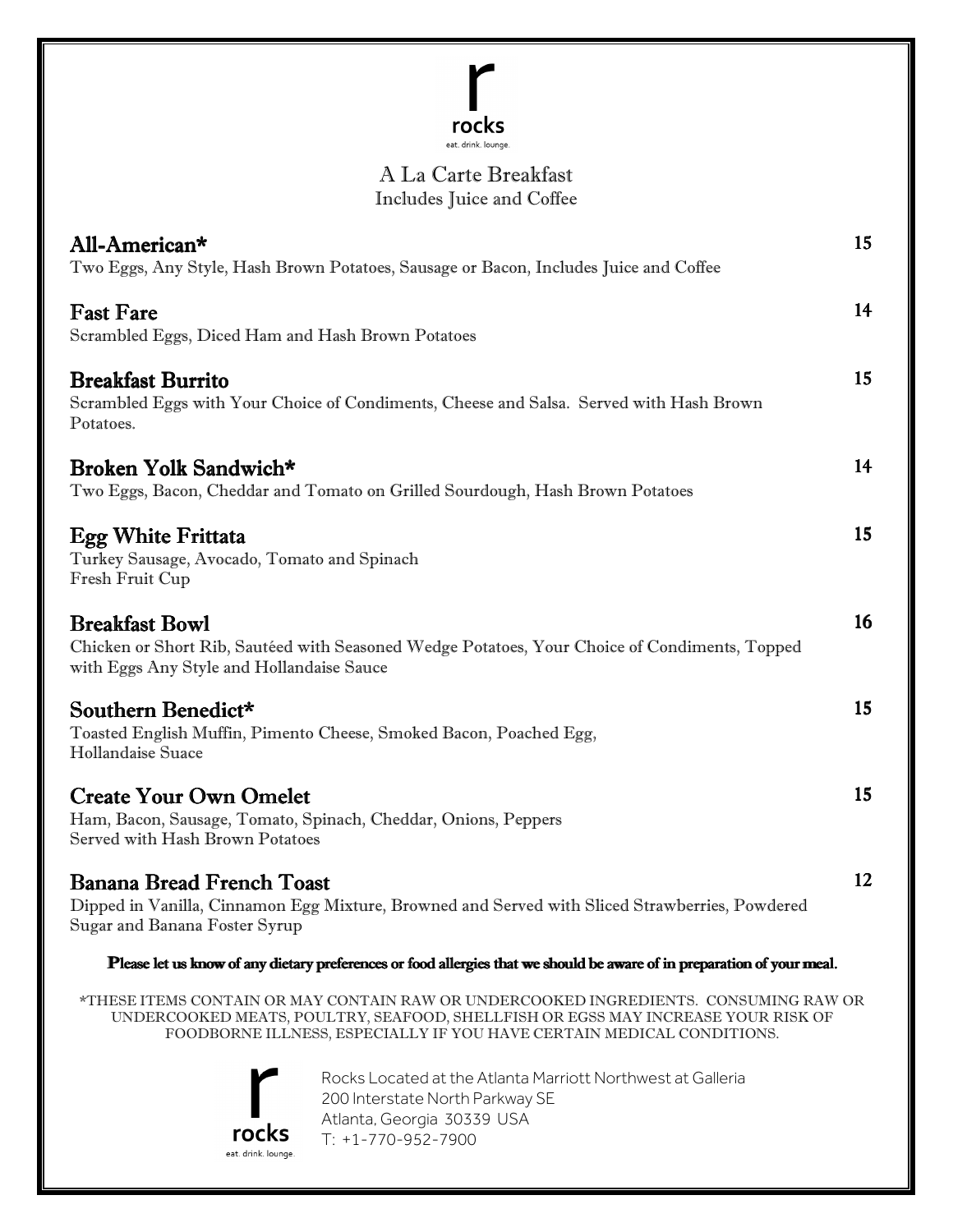# rocks

eat. drink. lounge.

## A La Carte Breakfast

Includes Juice and Coffee

### All-American* — 15
Two Eggs, Any Style, Hash Brown Potatoes, Sausage or Bacon, Includes Juice and Coffee

### Fast Fare — 14
Scrambled Eggs, Diced Ham and Hash Brown Potatoes

### Breakfast Burrito — 15
Scrambled Eggs with Your Choice of Condiments, Cheese and Salsa. Served with Hash Brown Potatoes.

### Broken Yolk Sandwich* — 14
Two Eggs, Bacon, Cheddar and Tomato on Grilled Sourdough, Hash Brown Potatoes

### Egg White Frittata — 15
Turkey Sausage, Avocado, Tomato and Spinach
Fresh Fruit Cup

### Breakfast Bowl — 16
Chicken or Short Rib, Sautéed with Seasoned Wedge Potatoes, Your Choice of Condiments, Topped with Eggs Any Style and Hollandaise Sauce

### Southern Benedict* — 15
Toasted English Muffin, Pimento Cheese, Smoked Bacon, Poached Egg,
Hollandaise Suace

### Create Your Own Omelet — 15
Ham, Bacon, Sausage, Tomato, Spinach, Cheddar, Onions, Peppers
Served with Hash Brown Potatoes

### Banana Bread French Toast — 12
Dipped in Vanilla, Cinnamon Egg Mixture, Browned and Served with Sliced Strawberries, Powdered Sugar and Banana Foster Syrup

**Please let us know of any dietary preferences or food allergies that we should be aware of in preparation of your meal.**

*THESE ITEMS CONTAIN OR MAY CONTAIN RAW OR UNDERCOOKED INGREDIENTS. CONSUMING RAW OR UNDERCOOKED MEATS, POULTRY, SEAFOOD, SHELLFISH OR EGSS MAY INCREASE YOUR RISK OF FOODBORNE ILLNESS, ESPECIALLY IF YOU HAVE CERTAIN MEDICAL CONDITIONS.

rocks
eat. drink. lounge.

Rocks Located at the Atlanta Marriott Northwest at Galleria
200 Interstate North Parkway SE
Atlanta, Georgia 30339 USA
T: +1-770-952-7900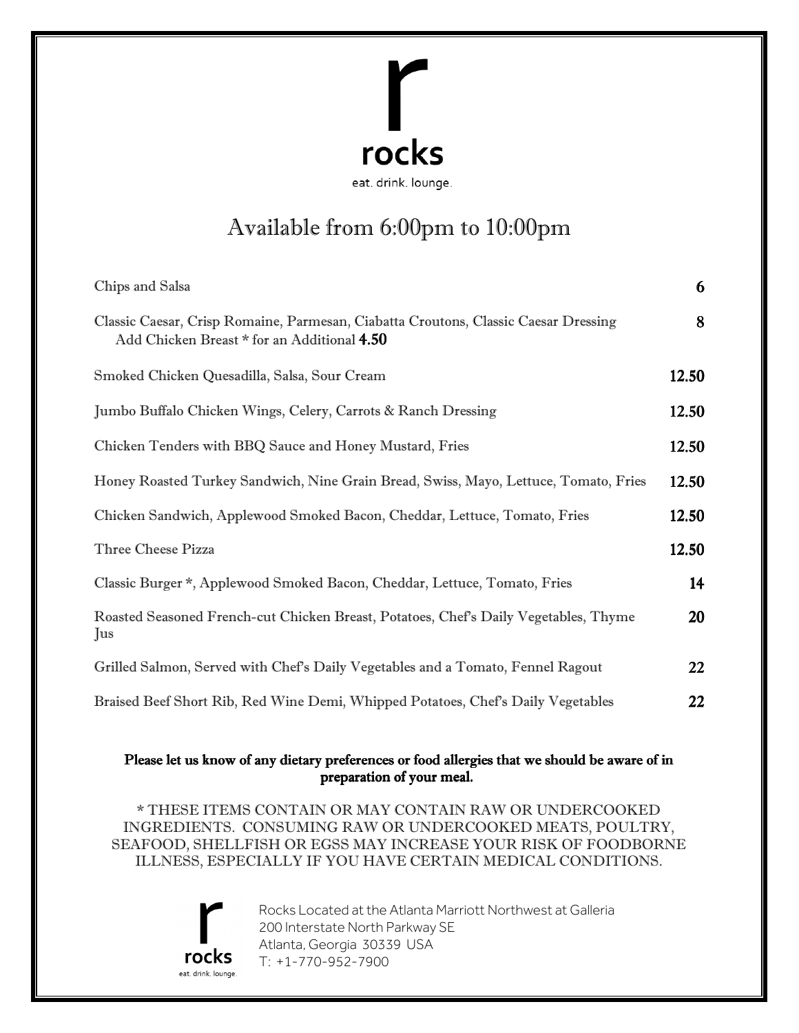# rocks

eat. drink. lounge.

## Available from 6:00pm to 10:00pm

| | |
|---|---|
| Chips and Salsa | 6 |
| Classic Caesar, Crisp Romaine, Parmesan, Ciabatta Croutons, Classic Caesar Dressing<br>Add Chicken Breast * for an Additional **4.50** | 8 |
| Smoked Chicken Quesadilla, Salsa, Sour Cream | 12.50 |
| Jumbo Buffalo Chicken Wings, Celery, Carrots & Ranch Dressing | 12.50 |
| Chicken Tenders with BBQ Sauce and Honey Mustard, Fries | 12.50 |
| Honey Roasted Turkey Sandwich, Nine Grain Bread, Swiss, Mayo, Lettuce, Tomato, Fries | 12.50 |
| Chicken Sandwich, Applewood Smoked Bacon, Cheddar, Lettuce, Tomato, Fries | 12.50 |
| Three Cheese Pizza | 12.50 |
| Classic Burger *, Applewood Smoked Bacon, Cheddar, Lettuce, Tomato, Fries | 14 |
| Roasted Seasoned French-cut Chicken Breast, Potatoes, Chef's Daily Vegetables, Thyme Jus | 20 |
| Grilled Salmon, Served with Chef's Daily Vegetables and a Tomato, Fennel Ragout | 22 |
| Braised Beef Short Rib, Red Wine Demi, Whipped Potatoes, Chef's Daily Vegetables | 22 |

**Please let us know of any dietary preferences or food allergies that we should be aware of in preparation of your meal.**

* THESE ITEMS CONTAIN OR MAY CONTAIN RAW OR UNDERCOOKED INGREDIENTS. CONSUMING RAW OR UNDERCOOKED MEATS, POULTRY, SEAFOOD, SHELLFISH OR EGSS MAY INCREASE YOUR RISK OF FOODBORNE ILLNESS, ESPECIALLY IF YOU HAVE CERTAIN MEDICAL CONDITIONS.

rocks
eat. drink. lounge.

Rocks Located at the Atlanta Marriott Northwest at Galleria
200 Interstate North Parkway SE
Atlanta, Georgia 30339 USA
T: +1-770-952-7900